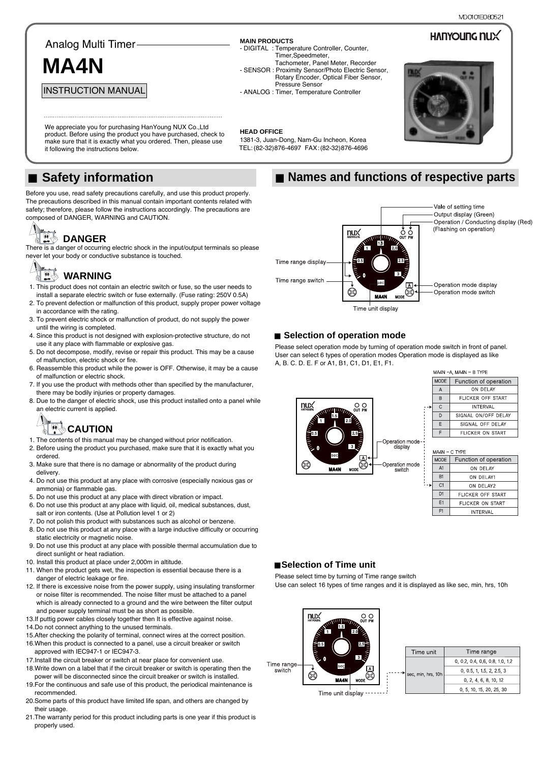Analog Multi Timer

# MA4N

INSTRUCTION MANUAL

We appreciate you for purchasing HanYoung NUX Co.,Ltd product. Before using the product you have purchased, check to make sure that it is exactly what you ordered. Then, please use it following the instructions below.

**MAIN PRODUCTS**

- DIGITAL : Temperature Controller, Counter, Timer,Speedmeter, Tachometer, Panel Meter, Recorder
- SENSOR : Proximity Sensor/Photo Electric Sensor, Rotary Encoder, Optical Fiber Sensor, Pressure Sensor
- ANALOG : Timer, Temperature Controller

**HEAD OFFICE**

1381-3, Juan-Dong, Nam-Gu Incheon, Korea
TEL: (82-32)876-4697 FAX: (82-32)876-4696

## ■ Safety information

Before you use, read safety precautions carefully, and use this product properly. The precautions described in this manual contain important contents related with safety; therefore, please follow the instructions accordingly. The precautions are composed of DANGER, WARNING and CAUTION.

### DANGER

There is a danger of occurring electric shock in the input/output terminals so please never let your body or conductive substance is touched.

### WARNING

1. This product does not contain an electric switch or fuse, so the user needs to install a separate electric switch or fuse externally. (Fuse rating: 250V 0.5A)
2. To prevent defection or malfunction of this product, supply proper power voltage in accordance with the rating.
3. To prevent electric shock or malfunction of product, do not supply the power until the wiring is completed.
4. Since this product is not designed with explosion-protective structure, do not use it any place with flammable or explosive gas.
5. Do not decompose, modify, revise or repair this product. This may be a cause of malfunction, electric shock or fire.
6. Reassemble this product while the power is OFF. Otherwise, it may be a cause of malfunction or electric shock.
7. If you use the product with methods other than specified by the manufacturer, there may be bodily injuries or property damages.
8. Due to the danger of electric shock, use this product installed onto a panel while an electric current is applied.

### CAUTION

1. The contents of this manual may be changed without prior notification.
2. Before using the product you purchased, make sure that it is exactly what you ordered.
3. Make sure that there is no damage or abnormality of the product during delivery.
4. Do not use this product at any place with corrosive (especially noxious gas or ammonia) or flammable gas.
5. Do not use this product at any place with direct vibration or impact.
6. Do not use this product at any place with liquid, oil, medical substances, dust, salt or iron contents. (Use at Pollution level 1 or 2)
7. Do not polish this product with substances such as alcohol or benzene.
8. Do not use this product at any place with a large inductive difficulty or occurring static electricity or magnetic noise.
9. Do not use this product at any place with possible thermal accumulation due to direct sunlight or heat radiation.
10. Install this product at place under 2,000m in altitude.
11. When the product gets wet, the inspection is essential because there is a danger of electric leakage or fire.
12. If there is excessive noise from the power supply, using insulating transformer or noise filter is recommended. The noise filter must be attached to a panel which is already connected to a ground and the wire between the filter output and power supply terminal must be as short as possible.
13. If puttig power cables closely together then It is effective against noise.
14. Do not connect anything to the unused terminals.
15. After checking the polarity of terminal, connect wires at the correct position.
16. When this product is connected to a panel, use a circuit breaker or switch approved with IEC947-1 or IEC947-3.
17. Install the circuit breaker or switch at near place for convenient use.
18. Write down on a label that if the circuit breaker or switch is operating then the power will be disconnected since the circuit breaker or switch is installed.
19. For the continuous and safe use of this product, the periodical maintenance is recommended.
20. Some parts of this product have limited life span, and others are changed by their usage.
21. The warranty period for this product including parts is one year if this product is properly used.

## ■ Names and functions of respective parts

- Vale of setting time
- Output display (Green)
- Operation / Conducting display (Red) (Flashing on operation)
- Time range display
- Time range switch
- Operation mode display
- Operation mode switch
- Time unit display

### ■ Selection of operation mode

Please select operation mode by turning of operation mode switch in front of panel. User can select 6 types of operation modes Operation mode is displayed as like A, B. C. D. E. F or A1, B1, C1, D1, E1, F1.

Operation mode display / Operation mode switch

MA4N –A, MA4N – B TYPE

| MODE | Function of operation |
|---|---|
| A | ON DELAY |
| B | FLICKER OFF START |
| C | INTERVAL |
| D | SIGNAL ON/OFF DELAY |
| E | SIGNAL OFF DELAY |
| F | FLICKER ON START |

MA4N – C TYPE

| MODE | Function of operation |
|---|---|
| A1 | ON DELAY |
| B1 | ON DELAY1 |
| C1 | ON DELAY2 |
| D1 | FLICKER OFF START |
| E1 | FLICKER ON START |
| F1 | INTERVAL |

### ■ Selection of Time unit

Please select time by turning of Time range switch
Use can select 16 types of time ranges and it is displayed as like sec, min, hrs, 10h

Time range switch / Time unit display

| Time unit | Time range |
|---|---|
| sec, min, hrs, 10h | 0, 0.2, 0.4, 0.6, 0.8, 1.0, 1.2 |
| | 0, 0.5, 1, 1.5, 2, 2.5, 3 |
| | 0, 2, 4, 6, 8, 10, 12 |
| | 0, 5, 10, 15, 20, 25, 30 |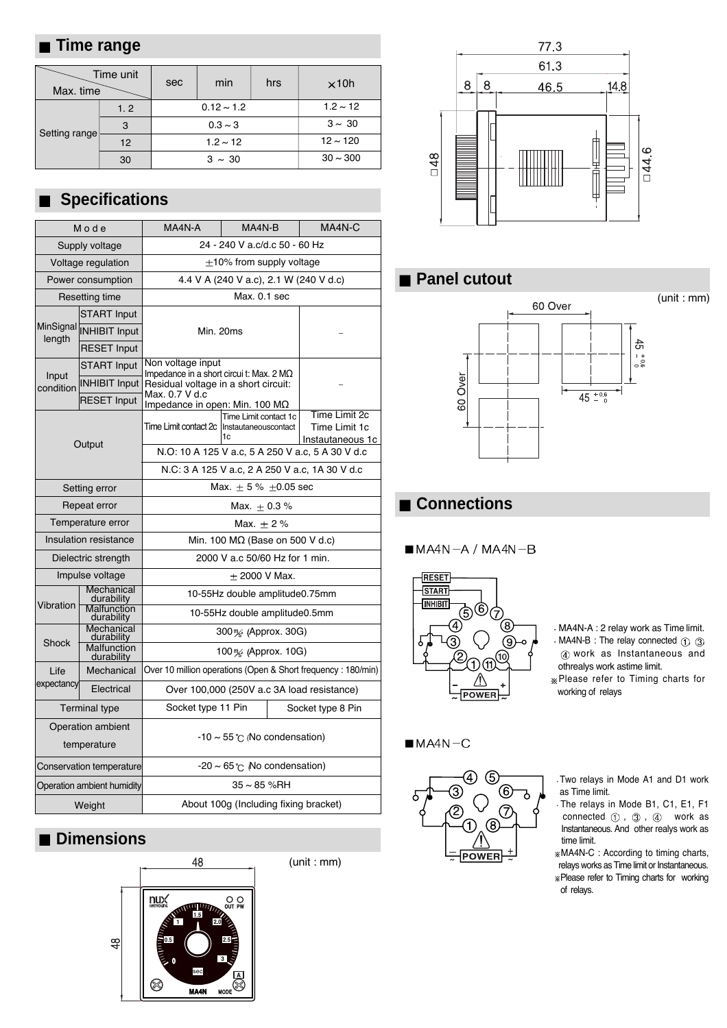## ■ Time range

| Max. time \ Time unit | | sec | min | hrs | ×10h |
|---|---|---|---|---|---|
| Setting range | 1. 2 | 0.12 ~ 1.2 | | | 1.2 ~ 12 |
| | 3 | 0.3 ~ 3 | | | 3 ~ 30 |
| | 12 | 1.2 ~ 12 | | | 12 ~ 120 |
| | 30 | 3 ~ 30 | | | 30 ~ 300 |

## ■ Specifications

| Mode | | MA4N-A | MA4N-B | MA4N-C |
|---|---|---|---|---|
| Supply voltage | | 24 - 240 V a.c/d.c 50 - 60 Hz | | |
| Voltage regulation | | ±10% from supply voltage | | |
| Power consumption | | 4.4 V A (240 V a.c), 2.1 W (240 V d.c) | | |
| Resetting time | | Max. 0.1 sec | | |
| MinSignal length | START Input | Min. 20ms | | – |
| | INHIBIT Input | | | |
| | RESET Input | | | |
| Input condition | START Input | Non voltage input<br>Impedance in a short circui t: Max. 2 MΩ<br>Residual voltage in a short circuit: Max. 0.7 V d.c<br>Impedance in open: Min. 100 MΩ | | – |
| | INHIBIT Input | | | |
| | RESET Input | | | |
| Output | | Time Limit contact 2c | Time Limit contact 1c<br>Instautaneouscontact 1c | Time Limit 2c<br>Time Limit 1c<br>Instautaneous 1c |
| | | N.O: 10 A 125 V a.c, 5 A 250 V a.c, 5 A 30 V d.c | | |
| | | N.C: 3 A 125 V a.c, 2 A 250 V a.c, 1A 30 V d.c | | |
| Setting error | | Max. ± 5 % ±0.05 sec | | |
| Repeat error | | Max. ± 0.3 % | | |
| Temperature error | | Max. ± 2 % | | |
| Insulation resistance | | Min. 100 MΩ (Base on 500 V d.c) | | |
| Dielectric strength | | 2000 V a.c 50/60 Hz for 1 min. | | |
| Impulse voltage | | ± 2000 V Max. | | |
| Vibration | Mechanical durability | 10-55Hz double amplitude0.75mm | | |
| | Malfunction durability | 10-55Hz double amplitude0.5mm | | |
| Shock | Mechanical durability | 300㎨ (Approx. 30G) | | |
| | Malfunction durability | 100㎨ (Approx. 10G) | | |
| Life expectancy | Mechanical | Over 10 million operations (Open & Short frequency : 180/min) | | |
| | Electrical | Over 100,000 (250V a.c 3A load resistance) | | |
| Terminal type | | Socket type 11 Pin | | Socket type 8 Pin |
| Operation ambient temperature | | -10 ~ 55 ℃ (No condensation) | | |
| Conservation temperature | | -20 ~ 65 ℃ (No condensation) | | |
| Operation ambient humidity | | 35 ~ 85 %RH | | |
| Weight | | About 100g (Including fixing bracket) | | |

## ■ Dimensions

(unit : mm)

48 / 48

77.3 / 61.3 / 8 / 8 / 46.5 / 14.8 / □48 / □44.6

## ■ Panel cutout

(unit : mm)

60 Over / 60 Over / 45 $^{+0.6}_{-0}$ / 45 $^{+0.6}_{-0}$

## ■ Connections

■ MA4N－A / MA4N－B

- MA4N-A : 2 relay work as Time limit.
- MA4N-B : The relay connected ①, ③, ④ work as Instantaneous and othrelays work astime limit.

※Please refer to Timing charts for working of relays

■ MA4N－C

- Two relays in Mode A1 and D1 work as Time limit.
- The relays in Mode B1, C1, E1, F1 connected ①, ③, ④ work as Instantaneous. And other realys work as time limit.

※MA4N-C : According to timing charts, relays works as Time limit or Instantaneous.

※Please refer to Timing charts for working of relays.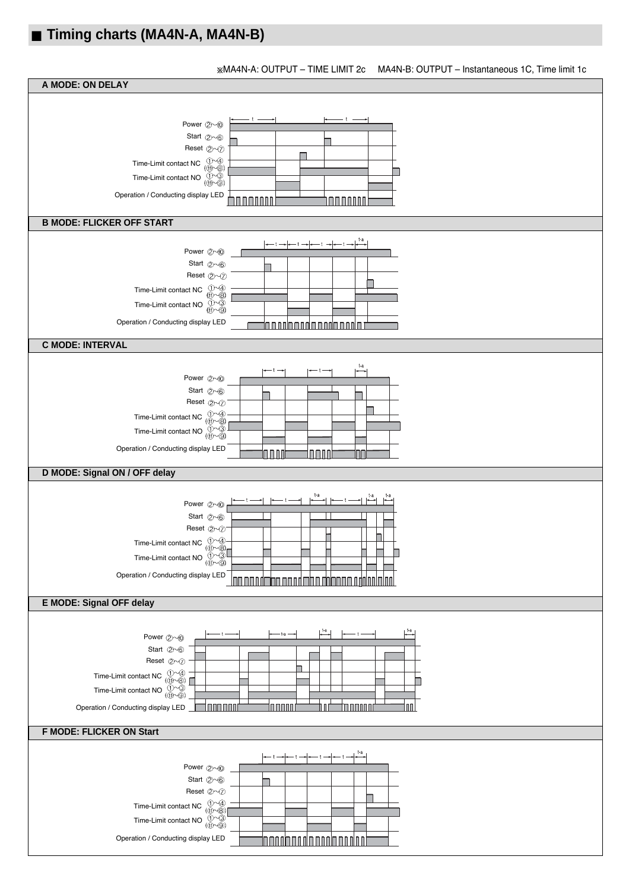## ■ Timing charts (MA4N-A, MA4N-B)

※MA4N-A: OUTPUT – TIME LIMIT 2c  MA4N-B: OUTPUT – Instantaneous 1C, Time limit 1c

### A MODE: ON DELAY

Power ②~⑩
Start ②~⑥
Reset ②~⑦
Time-Limit contact NC ①~④ (⑪~⑧)
Time-Limit contact NO ①~③ (⑪~⑨)
Operation / Conducting display LED

### B MODE: FLICKER OFF START

Power ②~⑩
Start ②~⑥
Reset ②~⑦
Time-Limit contact NC ①~④ (⑪~⑧)
Time-Limit contact NO ①~③ (⑪~⑨)
Operation / Conducting display LED

### C MODE: INTERVAL

Power ②~⑩
Start ②~⑥
Reset ②~⑦
Time-Limit contact NC ①~④ (⑪~⑧)
Time-Limit contact NO ①~③ (⑪~⑨)
Operation / Conducting display LED

### D MODE: Signal ON / OFF delay

Power ②~⑩
Start ②~⑥
Reset ②~⑦
Time-Limit contact NC ①~④ (⑪~⑧)
Time-Limit contact NO ①~③ (⑪~⑨)
Operation / Conducting display LED

### E MODE: Signal OFF delay

Power ②~⑩
Start ②~⑥
Reset ②~⑦
Time-Limit contact NC ①~④ (⑪~⑧)
Time-Limit contact NO ①~③ (⑪~⑨)
Operation / Conducting display LED

### F MODE: FLICKER ON Start

Power ②~⑩
Start ②~⑥
Reset ②~⑦
Time-Limit contact NC ①~④ (⑪~⑧)
Time-Limit contact NO ①~③ (⑪~⑨)
Operation / Conducting display LED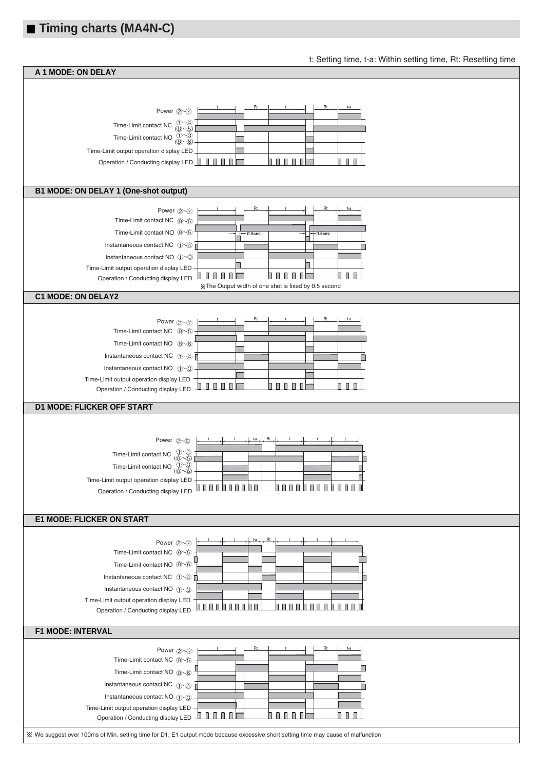## ■ Timing charts (MA4N-C)

t: Setting time, t-a: Within setting time, Rt: Resetting time

### A 1 MODE: ON DELAY

t Rt t Rt t-a

Power ②~⑦

Time-Limit contact NC ①~④ (⑧~⑤)

Time-Limit contact NO ①~③ (⑧~⑥)

Time-Limit output operation display LED

Operation / Conducting display LED

### B1 MODE: ON DELAY 1 (One-shot output)

t Rt t Rt t-a

Power ②~⑦

Time-Limit contact NC ⑧~⑤

Time-Limit contact NO ⑧~⑤

0.5sec 0.5sec

Instantaneous contact NC ①~④

Instantaneous contact NO ①~③

Time-Limit output operation display LED

Operation / Conducting display LED

※The Output width of one shot is fixed by 0.5 second

### C1 MODE: ON DELAY2

t Rt t Rt t-a

Power ②~⑦

Time-Limit contact NC ⑧~⑤

Time-Limit contact NO ⑧~⑥

Instantaneous contact NC ①~④

Instantaneous contact NO ①~③

Time-Limit output operation display LED

Operation / Conducting display LED

### D1 MODE: FLICKER OFF START

t t t-a Rt t t t

Power ②~⑩

Time-Limit contact NC ①~④ (⑧~⑤)

Time-Limit contact NO ①~③ (⑧~⑥)

Time-Limit output operation display LED

Operation / Conducting display LED

### E1 MODE: FLICKER ON START

t t t-a Rt t t t

Power ②~⑦

Time-Limit contact NC ⑧~⑤

Time-Limit contact NO ⑧~⑥

Instantaneous contact NC ①~④

Instantaneous contact NO ①~③

Time-Limit output operation display LED

Operation / Conducting display LED

### F1 MODE: INTERVAL

t Rt t Rt t-a

Power ②~⑦

Time-Limit contact NC ⑧~⑤

Time-Limit contact NO ⑧~⑥

Instantaneous contact NC ①~④

Instantaneous contact NO ①~③

Time-Limit output operation display LED

Operation / Conducting display LED

※ We suggest over 100ms of Min. setting time for D1, E1 output mode because excessive short setting time may cause of malfunction